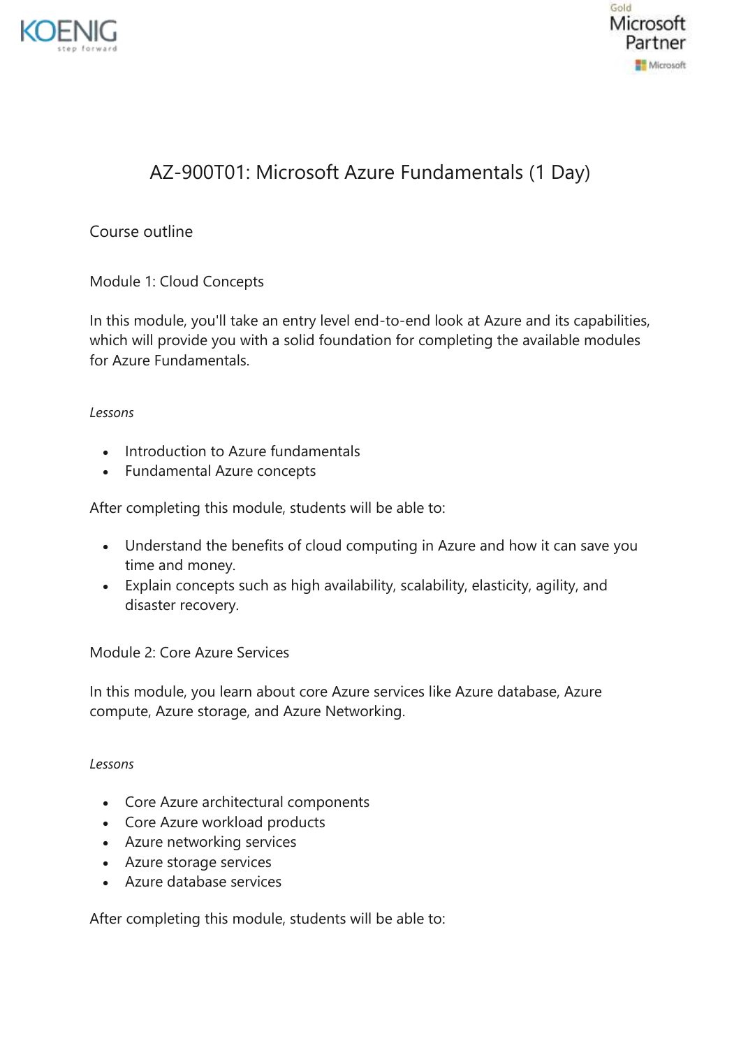# AZ-900T01: Microsoft Azure Fundamentals (1 Day)

## Course outline

### Module 1: Cloud Concepts

In this module, you'll take an entry level end-to-end look at Azure and its capabilities, which will provide you with a solid foundation for completing the available modules for Azure Fundamentals.

*Lessons*

- Introduction to Azure fundamentals
- Fundamental Azure concepts

After completing this module, students will be able to:

- Understand the benefits of cloud computing in Azure and how it can save you time and money.
- Explain concepts such as high availability, scalability, elasticity, agility, and disaster recovery.

### Module 2: Core Azure Services

In this module, you learn about core Azure services like Azure database, Azure compute, Azure storage, and Azure Networking.

*Lessons*

- Core Azure architectural components
- Core Azure workload products
- Azure networking services
- Azure storage services
- Azure database services

After completing this module, students will be able to: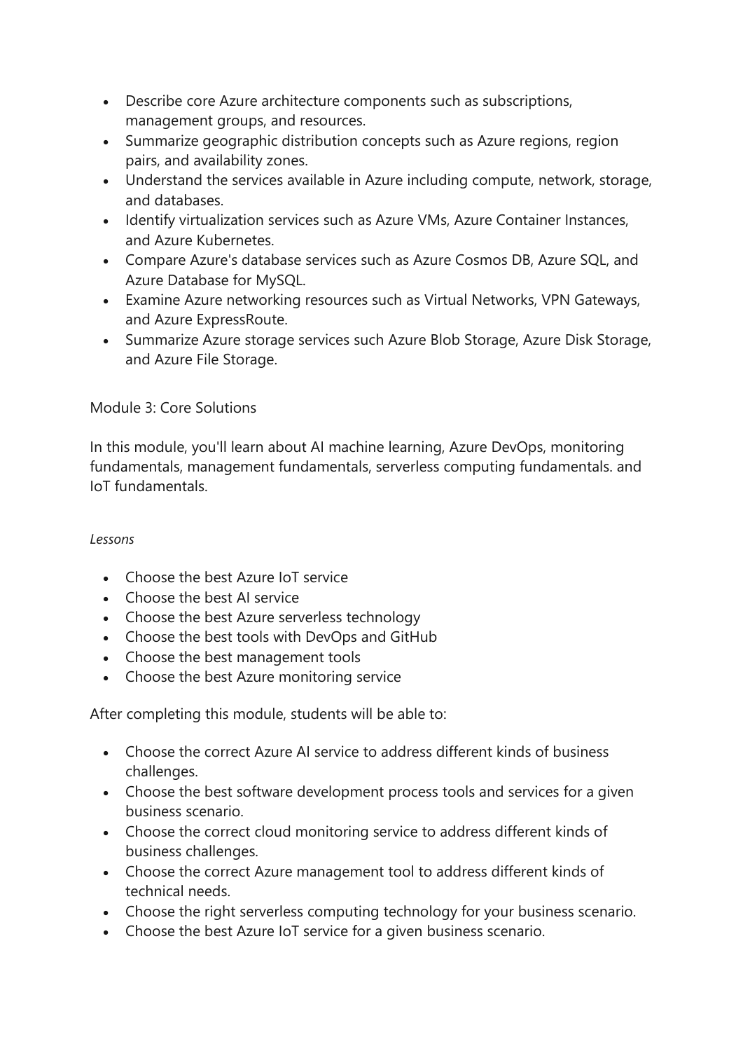- Describe core Azure architecture components such as subscriptions, management groups, and resources.
- Summarize geographic distribution concepts such as Azure regions, region pairs, and availability zones.
- Understand the services available in Azure including compute, network, storage, and databases.
- Identify virtualization services such as Azure VMs, Azure Container Instances, and Azure Kubernetes.
- Compare Azure's database services such as Azure Cosmos DB, Azure SQL, and Azure Database for MySQL.
- Examine Azure networking resources such as Virtual Networks, VPN Gateways, and Azure ExpressRoute.
- Summarize Azure storage services such Azure Blob Storage, Azure Disk Storage, and Azure File Storage.

Module 3: Core Solutions

In this module, you'll learn about AI machine learning, Azure DevOps, monitoring fundamentals, management fundamentals, serverless computing fundamentals. and IoT fundamentals.

*Lessons*

- Choose the best Azure IoT service
- Choose the best AI service
- Choose the best Azure serverless technology
- Choose the best tools with DevOps and GitHub
- Choose the best management tools
- Choose the best Azure monitoring service

After completing this module, students will be able to:

- Choose the correct Azure AI service to address different kinds of business challenges.
- Choose the best software development process tools and services for a given business scenario.
- Choose the correct cloud monitoring service to address different kinds of business challenges.
- Choose the correct Azure management tool to address different kinds of technical needs.
- Choose the right serverless computing technology for your business scenario.
- Choose the best Azure IoT service for a given business scenario.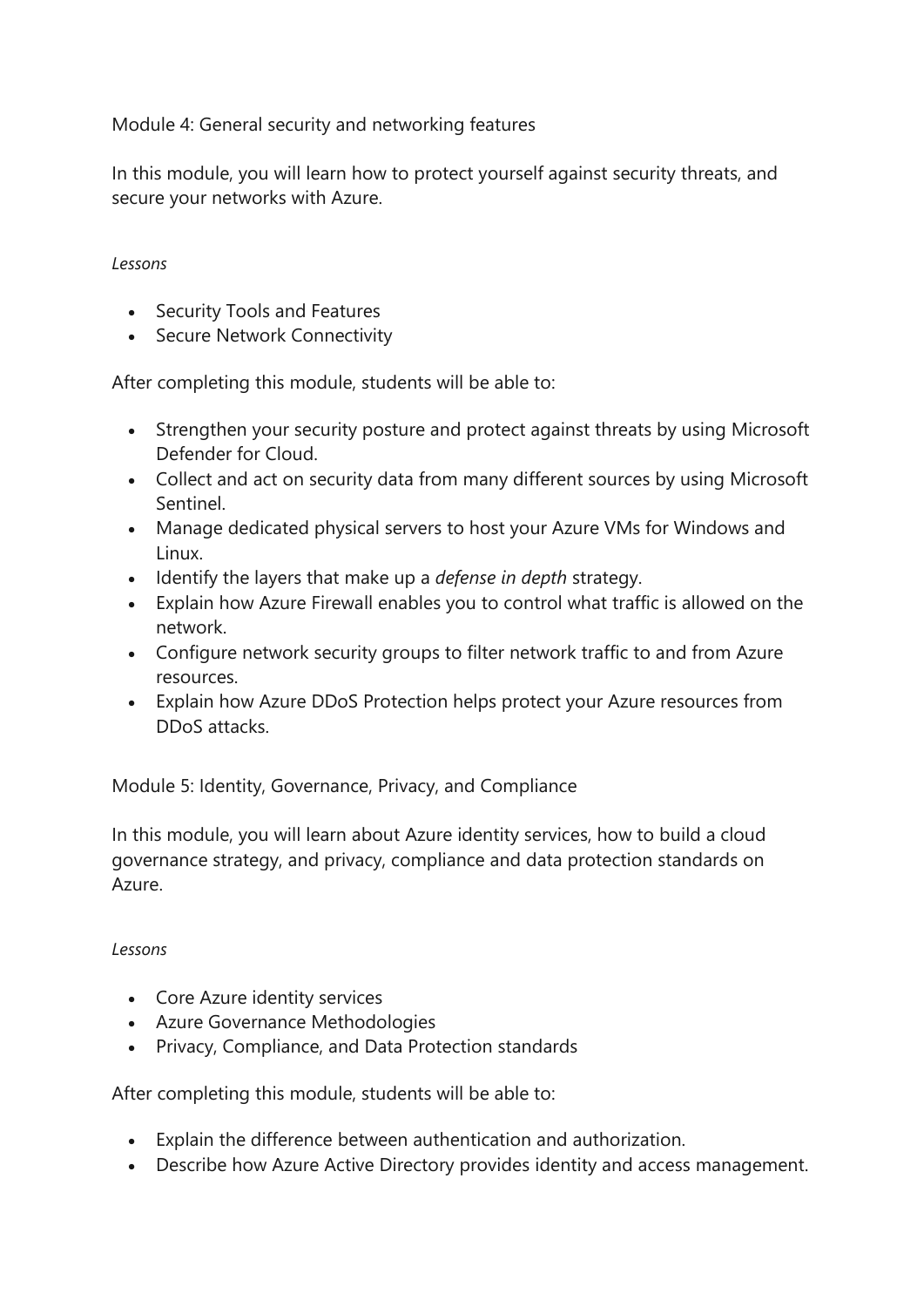## Module 4: General security and networking features

In this module, you will learn how to protect yourself against security threats, and secure your networks with Azure.

*Lessons*

- Security Tools and Features
- Secure Network Connectivity

After completing this module, students will be able to:

- Strengthen your security posture and protect against threats by using Microsoft Defender for Cloud.
- Collect and act on security data from many different sources by using Microsoft Sentinel.
- Manage dedicated physical servers to host your Azure VMs for Windows and Linux.
- Identify the layers that make up a *defense in depth* strategy.
- Explain how Azure Firewall enables you to control what traffic is allowed on the network.
- Configure network security groups to filter network traffic to and from Azure resources.
- Explain how Azure DDoS Protection helps protect your Azure resources from DDoS attacks.

## Module 5: Identity, Governance, Privacy, and Compliance

In this module, you will learn about Azure identity services, how to build a cloud governance strategy, and privacy, compliance and data protection standards on Azure.

*Lessons*

- Core Azure identity services
- Azure Governance Methodologies
- Privacy, Compliance, and Data Protection standards

After completing this module, students will be able to:

- Explain the difference between authentication and authorization.
- Describe how Azure Active Directory provides identity and access management.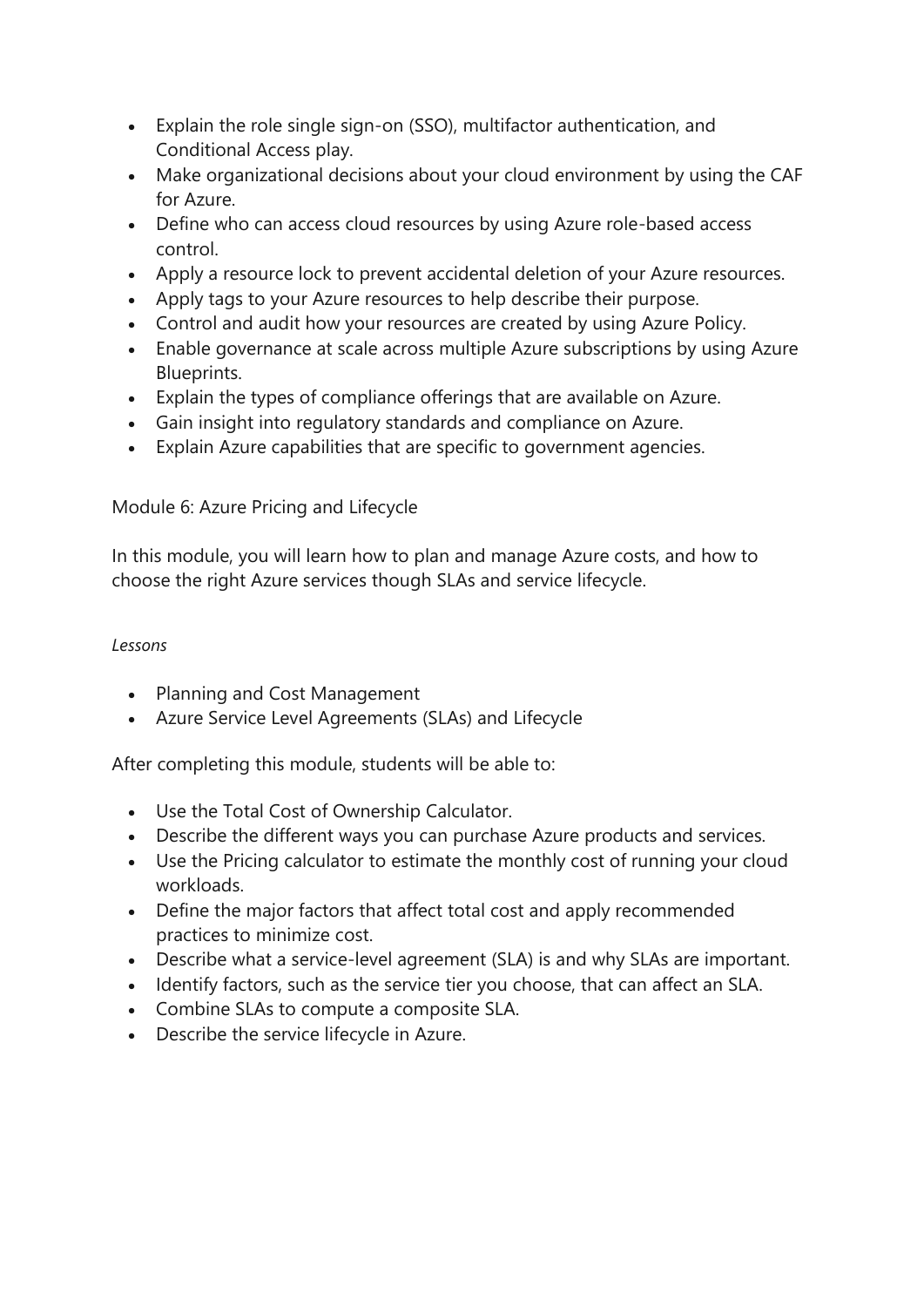- Explain the role single sign-on (SSO), multifactor authentication, and Conditional Access play.
- Make organizational decisions about your cloud environment by using the CAF for Azure.
- Define who can access cloud resources by using Azure role-based access control.
- Apply a resource lock to prevent accidental deletion of your Azure resources.
- Apply tags to your Azure resources to help describe their purpose.
- Control and audit how your resources are created by using Azure Policy.
- Enable governance at scale across multiple Azure subscriptions by using Azure Blueprints.
- Explain the types of compliance offerings that are available on Azure.
- Gain insight into regulatory standards and compliance on Azure.
- Explain Azure capabilities that are specific to government agencies.

Module 6: Azure Pricing and Lifecycle

In this module, you will learn how to plan and manage Azure costs, and how to choose the right Azure services though SLAs and service lifecycle.

*Lessons*

- Planning and Cost Management
- Azure Service Level Agreements (SLAs) and Lifecycle

After completing this module, students will be able to:

- Use the Total Cost of Ownership Calculator.
- Describe the different ways you can purchase Azure products and services.
- Use the Pricing calculator to estimate the monthly cost of running your cloud workloads.
- Define the major factors that affect total cost and apply recommended practices to minimize cost.
- Describe what a service-level agreement (SLA) is and why SLAs are important.
- Identify factors, such as the service tier you choose, that can affect an SLA.
- Combine SLAs to compute a composite SLA.
- Describe the service lifecycle in Azure.